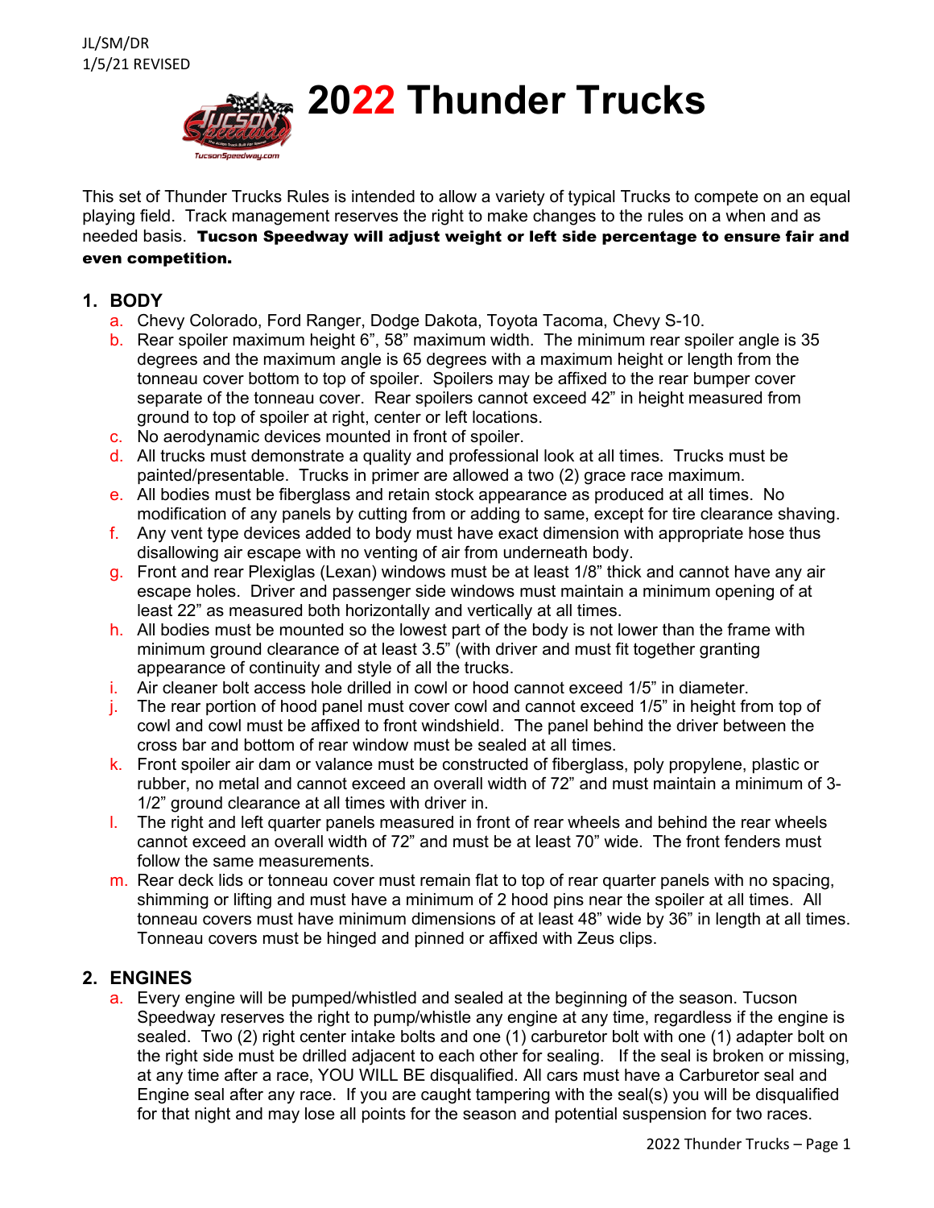JL/SM/DR
1/5/21 REVISED

# 2022 Thunder Trucks

This set of Thunder Trucks Rules is intended to allow a variety of typical Trucks to compete on an equal playing field. Track management reserves the right to make changes to the rules on a when and as needed basis. **Tucson Speedway will adjust weight or left side percentage to ensure fair and even competition.**

## 1. BODY

a. Chevy Colorado, Ford Ranger, Dodge Dakota, Toyota Tacoma, Chevy S-10.

b. Rear spoiler maximum height 6", 58" maximum width. The minimum rear spoiler angle is 35 degrees and the maximum angle is 65 degrees with a maximum height or length from the tonneau cover bottom to top of spoiler. Spoilers may be affixed to the rear bumper cover separate of the tonneau cover. Rear spoilers cannot exceed 42" in height measured from ground to top of spoiler at right, center or left locations.

c. No aerodynamic devices mounted in front of spoiler.

d. All trucks must demonstrate a quality and professional look at all times. Trucks must be painted/presentable. Trucks in primer are allowed a two (2) grace race maximum.

e. All bodies must be fiberglass and retain stock appearance as produced at all times. No modification of any panels by cutting from or adding to same, except for tire clearance shaving.

f. Any vent type devices added to body must have exact dimension with appropriate hose thus disallowing air escape with no venting of air from underneath body.

g. Front and rear Plexiglas (Lexan) windows must be at least 1/8" thick and cannot have any air escape holes. Driver and passenger side windows must maintain a minimum opening of at least 22" as measured both horizontally and vertically at all times.

h. All bodies must be mounted so the lowest part of the body is not lower than the frame with minimum ground clearance of at least 3.5" (with driver and must fit together granting appearance of continuity and style of all the trucks.

i. Air cleaner bolt access hole drilled in cowl or hood cannot exceed 1/5" in diameter.

j. The rear portion of hood panel must cover cowl and cannot exceed 1/5" in height from top of cowl and cowl must be affixed to front windshield. The panel behind the driver between the cross bar and bottom of rear window must be sealed at all times.

k. Front spoiler air dam or valance must be constructed of fiberglass, poly propylene, plastic or rubber, no metal and cannot exceed an overall width of 72" and must maintain a minimum of 3-1/2" ground clearance at all times with driver in.

l. The right and left quarter panels measured in front of rear wheels and behind the rear wheels cannot exceed an overall width of 72" and must be at least 70" wide. The front fenders must follow the same measurements.

m. Rear deck lids or tonneau cover must remain flat to top of rear quarter panels with no spacing, shimming or lifting and must have a minimum of 2 hood pins near the spoiler at all times. All tonneau covers must have minimum dimensions of at least 48" wide by 36" in length at all times. Tonneau covers must be hinged and pinned or affixed with Zeus clips.

## 2. ENGINES

a. Every engine will be pumped/whistled and sealed at the beginning of the season. Tucson Speedway reserves the right to pump/whistle any engine at any time, regardless if the engine is sealed. Two (2) right center intake bolts and one (1) carburetor bolt with one (1) adapter bolt on the right side must be drilled adjacent to each other for sealing. If the seal is broken or missing, at any time after a race, YOU WILL BE disqualified. All cars must have a Carburetor seal and Engine seal after any race. If you are caught tampering with the seal(s) you will be disqualified for that night and may lose all points for the season and potential suspension for two races.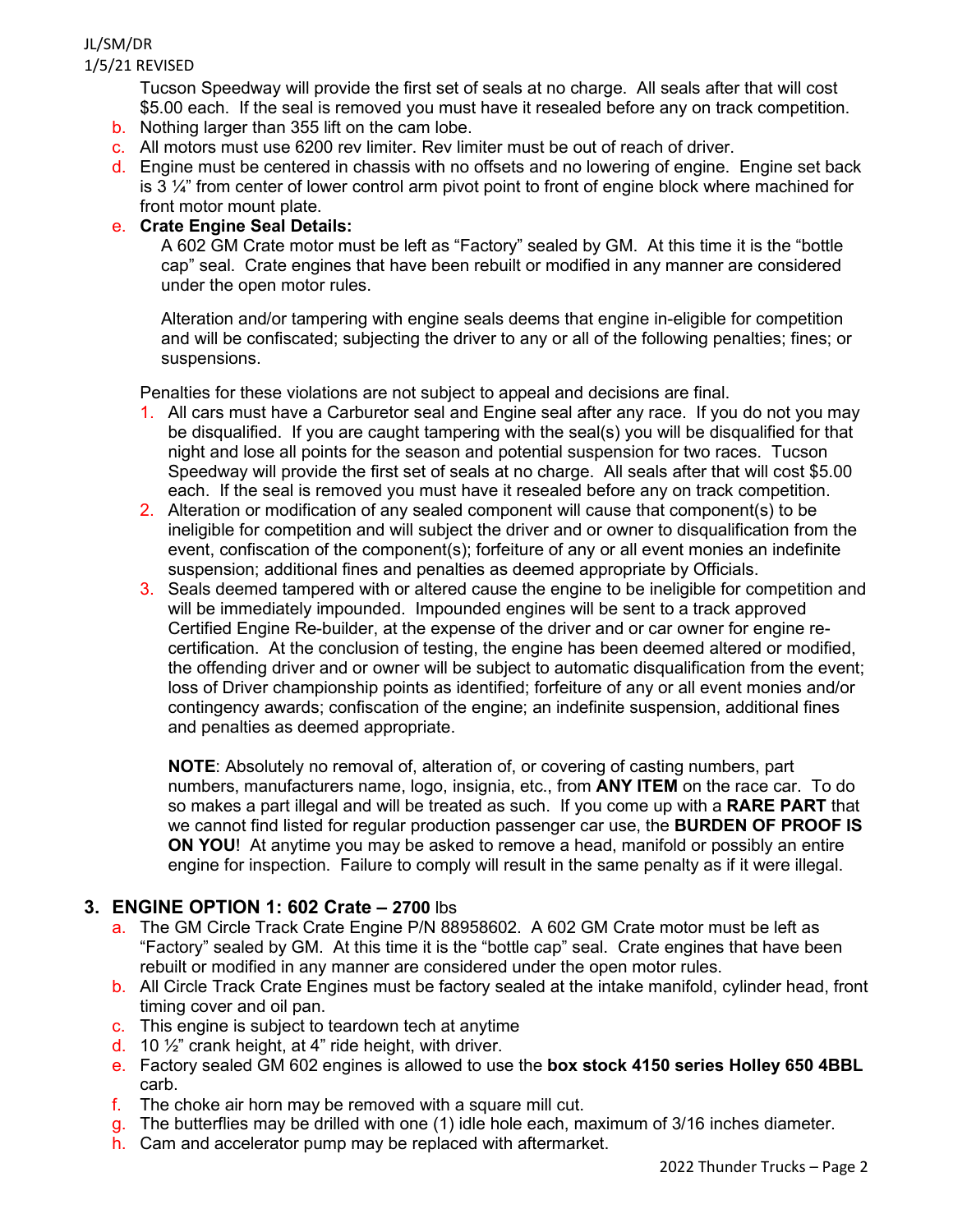Tucson Speedway will provide the first set of seals at no charge. All seals after that will cost $5.00 each. If the seal is removed you must have it resealed before any on track competition.

b. Nothing larger than 355 lift on the cam lobe.
c. All motors must use 6200 rev limiter. Rev limiter must be out of reach of driver.
d. Engine must be centered in chassis with no offsets and no lowering of engine. Engine set back is 3 ¼" from center of lower control arm pivot point to front of engine block where machined for front motor mount plate.
e. **Crate Engine Seal Details:**

   A 602 GM Crate motor must be left as "Factory" sealed by GM. At this time it is the "bottle cap" seal. Crate engines that have been rebuilt or modified in any manner are considered under the open motor rules.

   Alteration and/or tampering with engine seals deems that engine in-eligible for competition and will be confiscated; subjecting the driver to any or all of the following penalties; fines; or suspensions.

Penalties for these violations are not subject to appeal and decisions are final.

1. All cars must have a Carburetor seal and Engine seal after any race. If you do not you may be disqualified. If you are caught tampering with the seal(s) you will be disqualified for that night and lose all points for the season and potential suspension for two races. Tucson Speedway will provide the first set of seals at no charge. All seals after that will cost $5.00 each. If the seal is removed you must have it resealed before any on track competition.
2. Alteration or modification of any sealed component will cause that component(s) to be ineligible for competition and will subject the driver and or owner to disqualification from the event, confiscation of the component(s); forfeiture of any or all event monies an indefinite suspension; additional fines and penalties as deemed appropriate by Officials.
3. Seals deemed tampered with or altered cause the engine to be ineligible for competition and will be immediately impounded. Impounded engines will be sent to a track approved Certified Engine Re-builder, at the expense of the driver and or car owner for engine re-certification. At the conclusion of testing, the engine has been deemed altered or modified, the offending driver and or owner will be subject to automatic disqualification from the event; loss of Driver championship points as identified; forfeiture of any or all event monies and/or contingency awards; confiscation of the engine; an indefinite suspension, additional fines and penalties as deemed appropriate.

   **NOTE**: Absolutely no removal of, alteration of, or covering of casting numbers, part numbers, manufacturers name, logo, insignia, etc., from **ANY ITEM** on the race car. To do so makes a part illegal and will be treated as such. If you come up with a **RARE PART** that we cannot find listed for regular production passenger car use, the **BURDEN OF PROOF IS ON YOU**! At anytime you may be asked to remove a head, manifold or possibly an entire engine for inspection. Failure to comply will result in the same penalty as if it were illegal.

## 3. ENGINE OPTION 1: 602 Crate – 2700 lbs

a. The GM Circle Track Crate Engine P/N 88958602. A 602 GM Crate motor must be left as "Factory" sealed by GM. At this time it is the "bottle cap" seal. Crate engines that have been rebuilt or modified in any manner are considered under the open motor rules.
b. All Circle Track Crate Engines must be factory sealed at the intake manifold, cylinder head, front timing cover and oil pan.
c. This engine is subject to teardown tech at anytime
d. 10 ½" crank height, at 4" ride height, with driver.
e. Factory sealed GM 602 engines is allowed to use the **box stock 4150 series Holley 650 4BBL** carb.
f. The choke air horn may be removed with a square mill cut.
g. The butterflies may be drilled with one (1) idle hole each, maximum of 3/16 inches diameter.
h. Cam and accelerator pump may be replaced with aftermarket.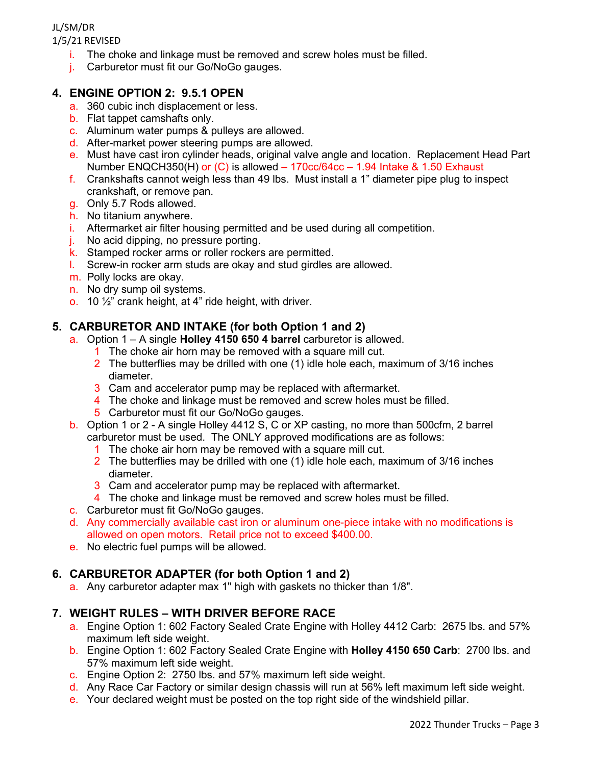i. The choke and linkage must be removed and screw holes must be filled.
j. Carburetor must fit our Go/NoGo gauges.

## 4. ENGINE OPTION 2: 9.5.1 OPEN

a. 360 cubic inch displacement or less.
b. Flat tappet camshafts only.
c. Aluminum water pumps & pulleys are allowed.
d. After-market power steering pumps are allowed.
e. Must have cast iron cylinder heads, original valve angle and location. Replacement Head Part Number ENQCH350(H) or (C) is allowed – 170cc/64cc – 1.94 Intake & 1.50 Exhaust
f. Crankshafts cannot weigh less than 49 lbs. Must install a 1" diameter pipe plug to inspect crankshaft, or remove pan.
g. Only 5.7 Rods allowed.
h. No titanium anywhere.
i. Aftermarket air filter housing permitted and be used during all competition.
j. No acid dipping, no pressure porting.
k. Stamped rocker arms or roller rockers are permitted.
l. Screw-in rocker arm studs are okay and stud girdles are allowed.
m. Polly locks are okay.
n. No dry sump oil systems.
o. 10 ½" crank height, at 4" ride height, with driver.

## 5. CARBURETOR AND INTAKE (for both Option 1 and 2)

a. Option 1 – A single **Holley 4150 650 4 barrel** carburetor is allowed.
   1. The choke air horn may be removed with a square mill cut.
   2. The butterflies may be drilled with one (1) idle hole each, maximum of 3/16 inches diameter.
   3. Cam and accelerator pump may be replaced with aftermarket.
   4. The choke and linkage must be removed and screw holes must be filled.
   5. Carburetor must fit our Go/NoGo gauges.
b. Option 1 or 2 - A single Holley 4412 S, C or XP casting, no more than 500cfm, 2 barrel carburetor must be used. The ONLY approved modifications are as follows:
   1. The choke air horn may be removed with a square mill cut.
   2. The butterflies may be drilled with one (1) idle hole each, maximum of 3/16 inches diameter.
   3. Cam and accelerator pump may be replaced with aftermarket.
   4. The choke and linkage must be removed and screw holes must be filled.
c. Carburetor must fit Go/NoGo gauges.
d. Any commercially available cast iron or aluminum one-piece intake with no modifications is allowed on open motors. Retail price not to exceed $400.00.
e. No electric fuel pumps will be allowed.

## 6. CARBURETOR ADAPTER (for both Option 1 and 2)

a. Any carburetor adapter max 1" high with gaskets no thicker than 1/8".

## 7. WEIGHT RULES – WITH DRIVER BEFORE RACE

a. Engine Option 1: 602 Factory Sealed Crate Engine with Holley 4412 Carb: 2675 lbs. and 57% maximum left side weight.
b. Engine Option 1: 602 Factory Sealed Crate Engine with **Holley 4150 650 Carb**: 2700 lbs. and 57% maximum left side weight.
c. Engine Option 2: 2750 lbs. and 57% maximum left side weight.
d. Any Race Car Factory or similar design chassis will run at 56% left maximum left side weight.
e. Your declared weight must be posted on the top right side of the windshield pillar.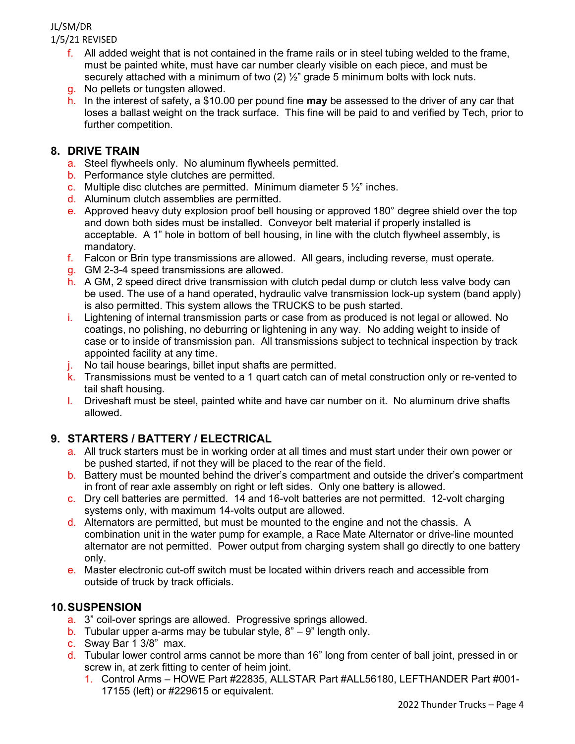f. All added weight that is not contained in the frame rails or in steel tubing welded to the frame, must be painted white, must have car number clearly visible on each piece, and must be securely attached with a minimum of two (2) ½" grade 5 minimum bolts with lock nuts.
g. No pellets or tungsten allowed.
h. In the interest of safety, a $10.00 per pound fine **may** be assessed to the driver of any car that loses a ballast weight on the track surface. This fine will be paid to and verified by Tech, prior to further competition.

## 8. DRIVE TRAIN

a. Steel flywheels only. No aluminum flywheels permitted.
b. Performance style clutches are permitted.
c. Multiple disc clutches are permitted. Minimum diameter 5 ½" inches.
d. Aluminum clutch assemblies are permitted.
e. Approved heavy duty explosion proof bell housing or approved 180° degree shield over the top and down both sides must be installed. Conveyor belt material if properly installed is acceptable. A 1" hole in bottom of bell housing, in line with the clutch flywheel assembly, is mandatory.
f. Falcon or Brin type transmissions are allowed. All gears, including reverse, must operate.
g. GM 2-3-4 speed transmissions are allowed.
h. A GM, 2 speed direct drive transmission with clutch pedal dump or clutch less valve body can be used. The use of a hand operated, hydraulic valve transmission lock-up system (band apply) is also permitted. This system allows the TRUCKS to be push started.
i. Lightening of internal transmission parts or case from as produced is not legal or allowed. No coatings, no polishing, no deburring or lightening in any way. No adding weight to inside of case or to inside of transmission pan. All transmissions subject to technical inspection by track appointed facility at any time.
j. No tail house bearings, billet input shafts are permitted.
k. Transmissions must be vented to a 1 quart catch can of metal construction only or re-vented to tail shaft housing.
l. Driveshaft must be steel, painted white and have car number on it. No aluminum drive shafts allowed.

## 9. STARTERS / BATTERY / ELECTRICAL

a. All truck starters must be in working order at all times and must start under their own power or be pushed started, if not they will be placed to the rear of the field.
b. Battery must be mounted behind the driver's compartment and outside the driver's compartment in front of rear axle assembly on right or left sides. Only one battery is allowed.
c. Dry cell batteries are permitted. 14 and 16-volt batteries are not permitted. 12-volt charging systems only, with maximum 14-volts output are allowed.
d. Alternators are permitted, but must be mounted to the engine and not the chassis. A combination unit in the water pump for example, a Race Mate Alternator or drive-line mounted alternator are not permitted. Power output from charging system shall go directly to one battery only.
e. Master electronic cut-off switch must be located within drivers reach and accessible from outside of truck by track officials.

## 10. SUSPENSION

a. 3" coil-over springs are allowed. Progressive springs allowed.
b. Tubular upper a-arms may be tubular style, 8" – 9" length only.
c. Sway Bar 1 3/8" max.
d. Tubular lower control arms cannot be more than 16" long from center of ball joint, pressed in or screw in, at zerk fitting to center of heim joint.
   1. Control Arms – HOWE Part #22835, ALLSTAR Part #ALL56180, LEFTHANDER Part #001-17155 (left) or #229615 or equivalent.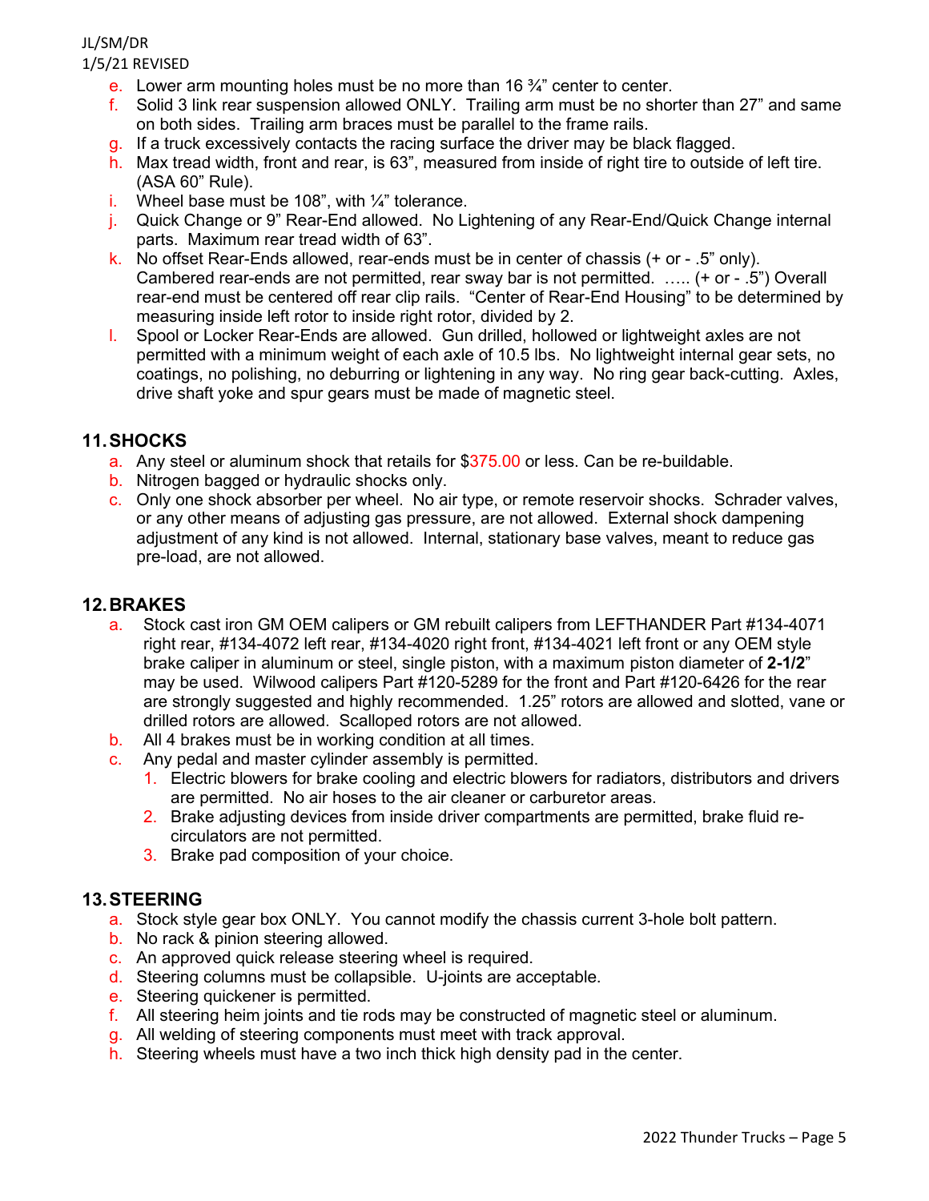- e. Lower arm mounting holes must be no more than 16 ¾" center to center.
- f. Solid 3 link rear suspension allowed ONLY. Trailing arm must be no shorter than 27" and same on both sides. Trailing arm braces must be parallel to the frame rails.
- g. If a truck excessively contacts the racing surface the driver may be black flagged.
- h. Max tread width, front and rear, is 63", measured from inside of right tire to outside of left tire. (ASA 60" Rule).
- i. Wheel base must be 108", with ¼" tolerance.
- j. Quick Change or 9" Rear-End allowed. No Lightening of any Rear-End/Quick Change internal parts. Maximum rear tread width of 63".
- k. No offset Rear-Ends allowed, rear-ends must be in center of chassis (+ or - .5" only). Cambered rear-ends are not permitted, rear sway bar is not permitted. ….. (+ or - .5") Overall rear-end must be centered off rear clip rails. "Center of Rear-End Housing" to be determined by measuring inside left rotor to inside right rotor, divided by 2.
- l. Spool or Locker Rear-Ends are allowed. Gun drilled, hollowed or lightweight axles are not permitted with a minimum weight of each axle of 10.5 lbs. No lightweight internal gear sets, no coatings, no polishing, no deburring or lightening in any way. No ring gear back-cutting. Axles, drive shaft yoke and spur gears must be made of magnetic steel.

## 11. SHOCKS

- a. Any steel or aluminum shock that retails for $375.00 or less. Can be re-buildable.
- b. Nitrogen bagged or hydraulic shocks only.
- c. Only one shock absorber per wheel. No air type, or remote reservoir shocks. Schrader valves, or any other means of adjusting gas pressure, are not allowed. External shock dampening adjustment of any kind is not allowed. Internal, stationary base valves, meant to reduce gas pre-load, are not allowed.

## 12. BRAKES

- a. Stock cast iron GM OEM calipers or GM rebuilt calipers from LEFTHANDER Part #134-4071 right rear, #134-4072 left rear, #134-4020 right front, #134-4021 left front or any OEM style brake caliper in aluminum or steel, single piston, with a maximum piston diameter of **2-1/2**" may be used. Wilwood calipers Part #120-5289 for the front and Part #120-6426 for the rear are strongly suggested and highly recommended. 1.25" rotors are allowed and slotted, vane or drilled rotors are allowed. Scalloped rotors are not allowed.
- b. All 4 brakes must be in working condition at all times.
- c. Any pedal and master cylinder assembly is permitted.
  1. Electric blowers for brake cooling and electric blowers for radiators, distributors and drivers are permitted. No air hoses to the air cleaner or carburetor areas.
  2. Brake adjusting devices from inside driver compartments are permitted, brake fluid re-circulators are not permitted.
  3. Brake pad composition of your choice.

## 13. STEERING

- a. Stock style gear box ONLY. You cannot modify the chassis current 3-hole bolt pattern.
- b. No rack & pinion steering allowed.
- c. An approved quick release steering wheel is required.
- d. Steering columns must be collapsible. U-joints are acceptable.
- e. Steering quickener is permitted.
- f. All steering heim joints and tie rods may be constructed of magnetic steel or aluminum.
- g. All welding of steering components must meet with track approval.
- h. Steering wheels must have a two inch thick high density pad in the center.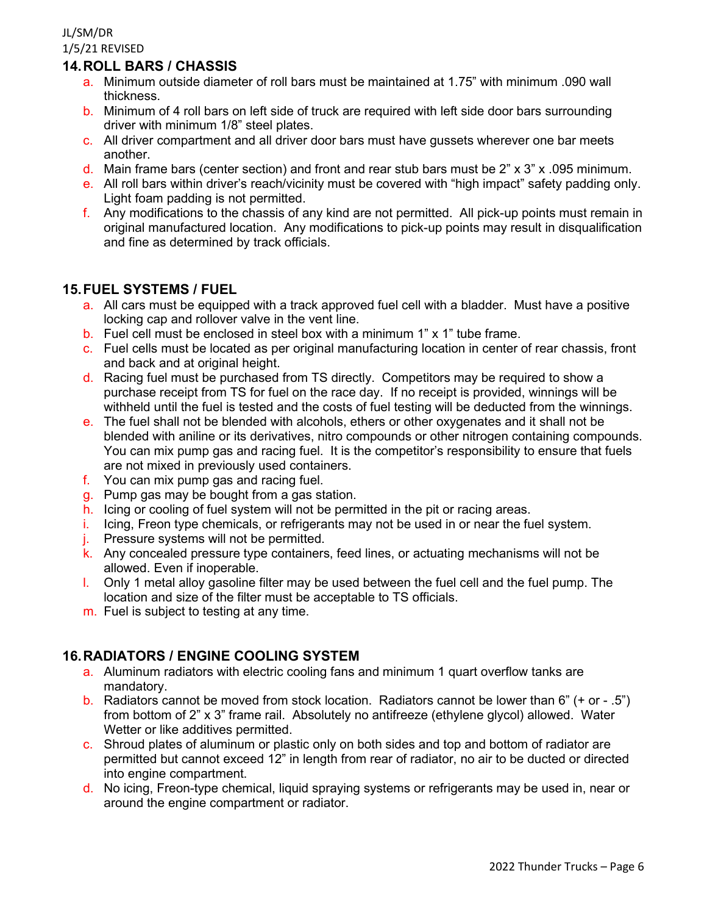## 14. ROLL BARS / CHASSIS

a. Minimum outside diameter of roll bars must be maintained at 1.75" with minimum .090 wall thickness.
b. Minimum of 4 roll bars on left side of truck are required with left side door bars surrounding driver with minimum 1/8" steel plates.
c. All driver compartment and all driver door bars must have gussets wherever one bar meets another.
d. Main frame bars (center section) and front and rear stub bars must be 2" x 3" x .095 minimum.
e. All roll bars within driver's reach/vicinity must be covered with "high impact" safety padding only. Light foam padding is not permitted.
f. Any modifications to the chassis of any kind are not permitted. All pick-up points must remain in original manufactured location. Any modifications to pick-up points may result in disqualification and fine as determined by track officials.

## 15. FUEL SYSTEMS / FUEL

a. All cars must be equipped with a track approved fuel cell with a bladder. Must have a positive locking cap and rollover valve in the vent line.
b. Fuel cell must be enclosed in steel box with a minimum 1" x 1" tube frame.
c. Fuel cells must be located as per original manufacturing location in center of rear chassis, front and back and at original height.
d. Racing fuel must be purchased from TS directly. Competitors may be required to show a purchase receipt from TS for fuel on the race day. If no receipt is provided, winnings will be withheld until the fuel is tested and the costs of fuel testing will be deducted from the winnings.
e. The fuel shall not be blended with alcohols, ethers or other oxygenates and it shall not be blended with aniline or its derivatives, nitro compounds or other nitrogen containing compounds. You can mix pump gas and racing fuel. It is the competitor's responsibility to ensure that fuels are not mixed in previously used containers.
f. You can mix pump gas and racing fuel.
g. Pump gas may be bought from a gas station.
h. Icing or cooling of fuel system will not be permitted in the pit or racing areas.
i. Icing, Freon type chemicals, or refrigerants may not be used in or near the fuel system.
j. Pressure systems will not be permitted.
k. Any concealed pressure type containers, feed lines, or actuating mechanisms will not be allowed. Even if inoperable.
l. Only 1 metal alloy gasoline filter may be used between the fuel cell and the fuel pump. The location and size of the filter must be acceptable to TS officials.
m. Fuel is subject to testing at any time.

## 16. RADIATORS / ENGINE COOLING SYSTEM

a. Aluminum radiators with electric cooling fans and minimum 1 quart overflow tanks are mandatory.
b. Radiators cannot be moved from stock location. Radiators cannot be lower than 6" (+ or - .5") from bottom of 2" x 3" frame rail. Absolutely no antifreeze (ethylene glycol) allowed. Water Wetter or like additives permitted.
c. Shroud plates of aluminum or plastic only on both sides and top and bottom of radiator are permitted but cannot exceed 12" in length from rear of radiator, no air to be ducted or directed into engine compartment.
d. No icing, Freon-type chemical, liquid spraying systems or refrigerants may be used in, near or around the engine compartment or radiator.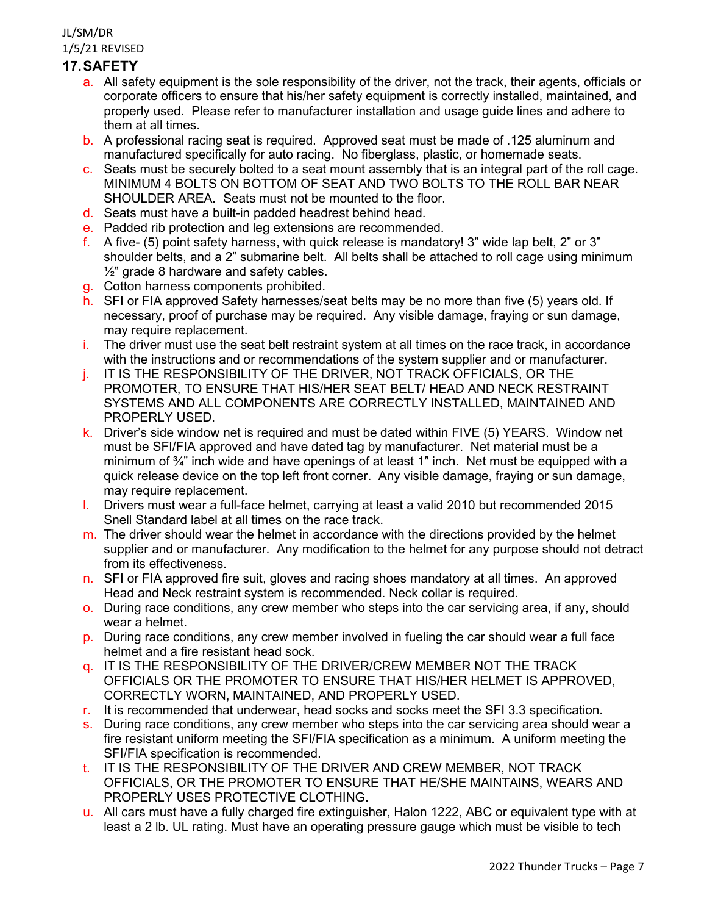JL/SM/DR
1/5/21 REVISED

## 17. SAFETY

a. All safety equipment is the sole responsibility of the driver, not the track, their agents, officials or corporate officers to ensure that his/her safety equipment is correctly installed, maintained, and properly used. Please refer to manufacturer installation and usage guide lines and adhere to them at all times.
b. A professional racing seat is required. Approved seat must be made of .125 aluminum and manufactured specifically for auto racing. No fiberglass, plastic, or homemade seats.
c. Seats must be securely bolted to a seat mount assembly that is an integral part of the roll cage. MINIMUM 4 BOLTS ON BOTTOM OF SEAT AND TWO BOLTS TO THE ROLL BAR NEAR SHOULDER AREA**.** Seats must not be mounted to the floor.
d. Seats must have a built-in padded headrest behind head.
e. Padded rib protection and leg extensions are recommended.
f. A five- (5) point safety harness, with quick release is mandatory! 3" wide lap belt, 2" or 3" shoulder belts, and a 2" submarine belt. All belts shall be attached to roll cage using minimum ½" grade 8 hardware and safety cables.
g. Cotton harness components prohibited.
h. SFI or FIA approved Safety harnesses/seat belts may be no more than five (5) years old. If necessary, proof of purchase may be required. Any visible damage, fraying or sun damage, may require replacement.
i. The driver must use the seat belt restraint system at all times on the race track, in accordance with the instructions and or recommendations of the system supplier and or manufacturer.
j. IT IS THE RESPONSIBILITY OF THE DRIVER, NOT TRACK OFFICIALS, OR THE PROMOTER, TO ENSURE THAT HIS/HER SEAT BELT/ HEAD AND NECK RESTRAINT SYSTEMS AND ALL COMPONENTS ARE CORRECTLY INSTALLED, MAINTAINED AND PROPERLY USED.
k. Driver's side window net is required and must be dated within FIVE (5) YEARS. Window net must be SFI/FIA approved and have dated tag by manufacturer. Net material must be a minimum of ¾" inch wide and have openings of at least 1″ inch. Net must be equipped with a quick release device on the top left front corner. Any visible damage, fraying or sun damage, may require replacement.
l. Drivers must wear a full-face helmet, carrying at least a valid 2010 but recommended 2015 Snell Standard label at all times on the race track.
m. The driver should wear the helmet in accordance with the directions provided by the helmet supplier and or manufacturer. Any modification to the helmet for any purpose should not detract from its effectiveness.
n. SFI or FIA approved fire suit, gloves and racing shoes mandatory at all times. An approved Head and Neck restraint system is recommended. Neck collar is required.
o. During race conditions, any crew member who steps into the car servicing area, if any, should wear a helmet.
p. During race conditions, any crew member involved in fueling the car should wear a full face helmet and a fire resistant head sock.
q. IT IS THE RESPONSIBILITY OF THE DRIVER/CREW MEMBER NOT THE TRACK OFFICIALS OR THE PROMOTER TO ENSURE THAT HIS/HER HELMET IS APPROVED, CORRECTLY WORN, MAINTAINED, AND PROPERLY USED.
r. It is recommended that underwear, head socks and socks meet the SFI 3.3 specification.
s. During race conditions, any crew member who steps into the car servicing area should wear a fire resistant uniform meeting the SFI/FIA specification as a minimum. A uniform meeting the SFI/FIA specification is recommended.
t. IT IS THE RESPONSIBILITY OF THE DRIVER AND CREW MEMBER, NOT TRACK OFFICIALS, OR THE PROMOTER TO ENSURE THAT HE/SHE MAINTAINS, WEARS AND PROPERLY USES PROTECTIVE CLOTHING.
u. All cars must have a fully charged fire extinguisher, Halon 1222, ABC or equivalent type with at least a 2 lb. UL rating. Must have an operating pressure gauge which must be visible to tech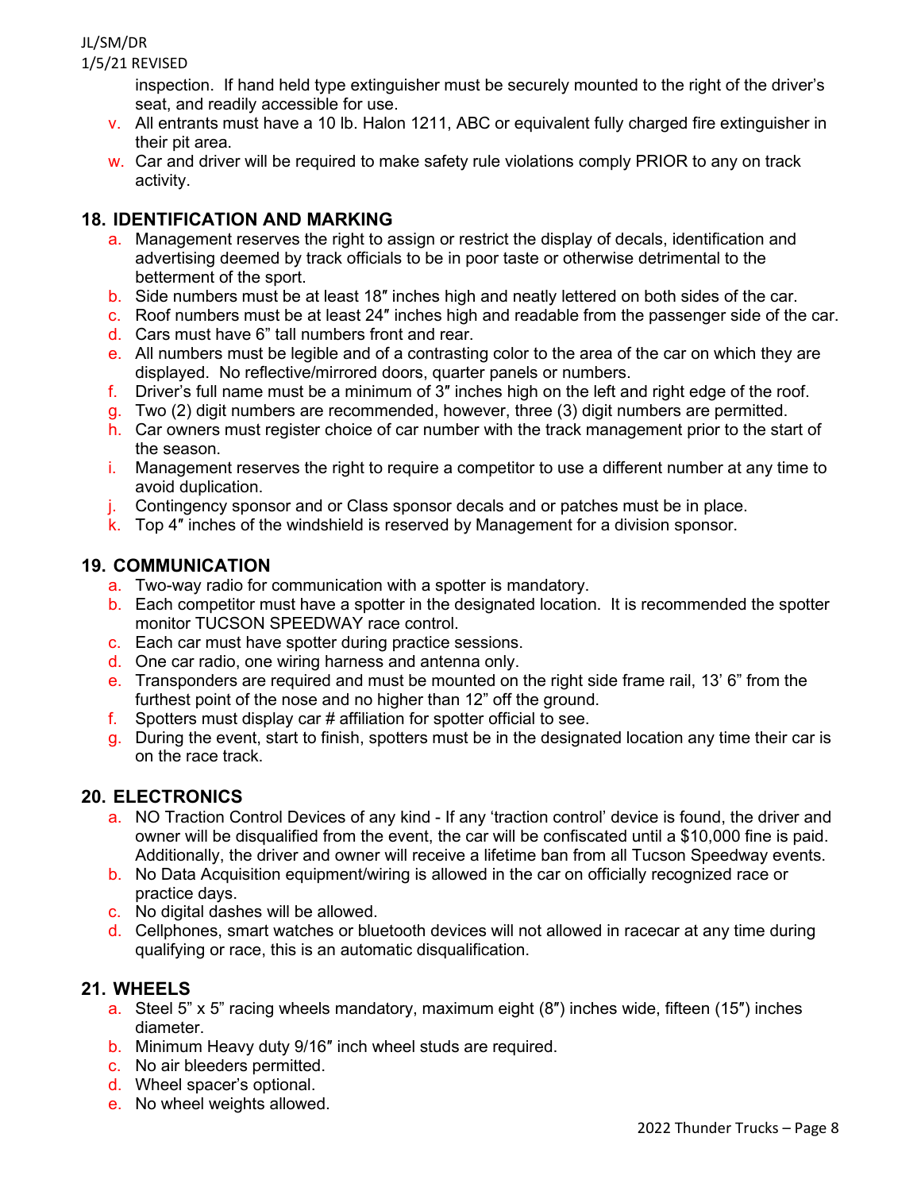inspection. If hand held type extinguisher must be securely mounted to the right of the driver's seat, and readily accessible for use.

v. All entrants must have a 10 lb. Halon 1211, ABC or equivalent fully charged fire extinguisher in their pit area.

w. Car and driver will be required to make safety rule violations comply PRIOR to any on track activity.

## 18. IDENTIFICATION AND MARKING

a. Management reserves the right to assign or restrict the display of decals, identification and advertising deemed by track officials to be in poor taste or otherwise detrimental to the betterment of the sport.

b. Side numbers must be at least 18″ inches high and neatly lettered on both sides of the car.

c. Roof numbers must be at least 24″ inches high and readable from the passenger side of the car.

d. Cars must have 6" tall numbers front and rear.

e. All numbers must be legible and of a contrasting color to the area of the car on which they are displayed. No reflective/mirrored doors, quarter panels or numbers.

f. Driver's full name must be a minimum of 3″ inches high on the left and right edge of the roof.

g. Two (2) digit numbers are recommended, however, three (3) digit numbers are permitted.

h. Car owners must register choice of car number with the track management prior to the start of the season.

i. Management reserves the right to require a competitor to use a different number at any time to avoid duplication.

j. Contingency sponsor and or Class sponsor decals and or patches must be in place.

k. Top 4″ inches of the windshield is reserved by Management for a division sponsor.

## 19. COMMUNICATION

a. Two-way radio for communication with a spotter is mandatory.

b. Each competitor must have a spotter in the designated location. It is recommended the spotter monitor TUCSON SPEEDWAY race control.

c. Each car must have spotter during practice sessions.

d. One car radio, one wiring harness and antenna only.

e. Transponders are required and must be mounted on the right side frame rail, 13' 6" from the furthest point of the nose and no higher than 12" off the ground.

f. Spotters must display car # affiliation for spotter official to see.

g. During the event, start to finish, spotters must be in the designated location any time their car is on the race track.

## 20. ELECTRONICS

a. NO Traction Control Devices of any kind - If any 'traction control' device is found, the driver and owner will be disqualified from the event, the car will be confiscated until a $10,000 fine is paid. Additionally, the driver and owner will receive a lifetime ban from all Tucson Speedway events.

b. No Data Acquisition equipment/wiring is allowed in the car on officially recognized race or practice days.

c. No digital dashes will be allowed.

d. Cellphones, smart watches or bluetooth devices will not allowed in racecar at any time during qualifying or race, this is an automatic disqualification.

## 21. WHEELS

a. Steel 5" x 5" racing wheels mandatory, maximum eight (8″) inches wide, fifteen (15″) inches diameter.

b. Minimum Heavy duty 9/16″ inch wheel studs are required.

c. No air bleeders permitted.

d. Wheel spacer's optional.

e. No wheel weights allowed.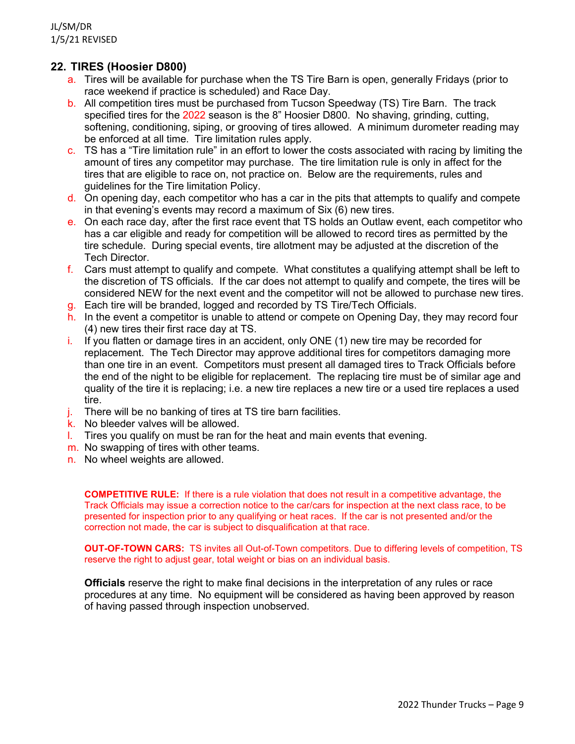## 22. TIRES (Hoosier D800)

a. Tires will be available for purchase when the TS Tire Barn is open, generally Fridays (prior to race weekend if practice is scheduled) and Race Day.
b. All competition tires must be purchased from Tucson Speedway (TS) Tire Barn. The track specified tires for the 2022 season is the 8" Hoosier D800. No shaving, grinding, cutting, softening, conditioning, siping, or grooving of tires allowed. A minimum durometer reading may be enforced at all time. Tire limitation rules apply.
c. TS has a "Tire limitation rule" in an effort to lower the costs associated with racing by limiting the amount of tires any competitor may purchase. The tire limitation rule is only in affect for the tires that are eligible to race on, not practice on. Below are the requirements, rules and guidelines for the Tire limitation Policy.
d. On opening day, each competitor who has a car in the pits that attempts to qualify and compete in that evening's events may record a maximum of Six (6) new tires.
e. On each race day, after the first race event that TS holds an Outlaw event, each competitor who has a car eligible and ready for competition will be allowed to record tires as permitted by the tire schedule. During special events, tire allotment may be adjusted at the discretion of the Tech Director.
f. Cars must attempt to qualify and compete. What constitutes a qualifying attempt shall be left to the discretion of TS officials. If the car does not attempt to qualify and compete, the tires will be considered NEW for the next event and the competitor will not be allowed to purchase new tires.
g. Each tire will be branded, logged and recorded by TS Tire/Tech Officials.
h. In the event a competitor is unable to attend or compete on Opening Day, they may record four (4) new tires their first race day at TS.
i. If you flatten or damage tires in an accident, only ONE (1) new tire may be recorded for replacement. The Tech Director may approve additional tires for competitors damaging more than one tire in an event. Competitors must present all damaged tires to Track Officials before the end of the night to be eligible for replacement. The replacing tire must be of similar age and quality of the tire it is replacing; i.e. a new tire replaces a new tire or a used tire replaces a used tire.
j. There will be no banking of tires at TS tire barn facilities.
k. No bleeder valves will be allowed.
l. Tires you qualify on must be ran for the heat and main events that evening.
m. No swapping of tires with other teams.
n. No wheel weights are allowed.

**COMPETITIVE RULE:** If there is a rule violation that does not result in a competitive advantage, the Track Officials may issue a correction notice to the car/cars for inspection at the next class race, to be presented for inspection prior to any qualifying or heat races. If the car is not presented and/or the correction not made, the car is subject to disqualification at that race.

**OUT-OF-TOWN CARS:** TS invites all Out-of-Town competitors. Due to differing levels of competition, TS reserve the right to adjust gear, total weight or bias on an individual basis.

**Officials** reserve the right to make final decisions in the interpretation of any rules or race procedures at any time. No equipment will be considered as having been approved by reason of having passed through inspection unobserved.